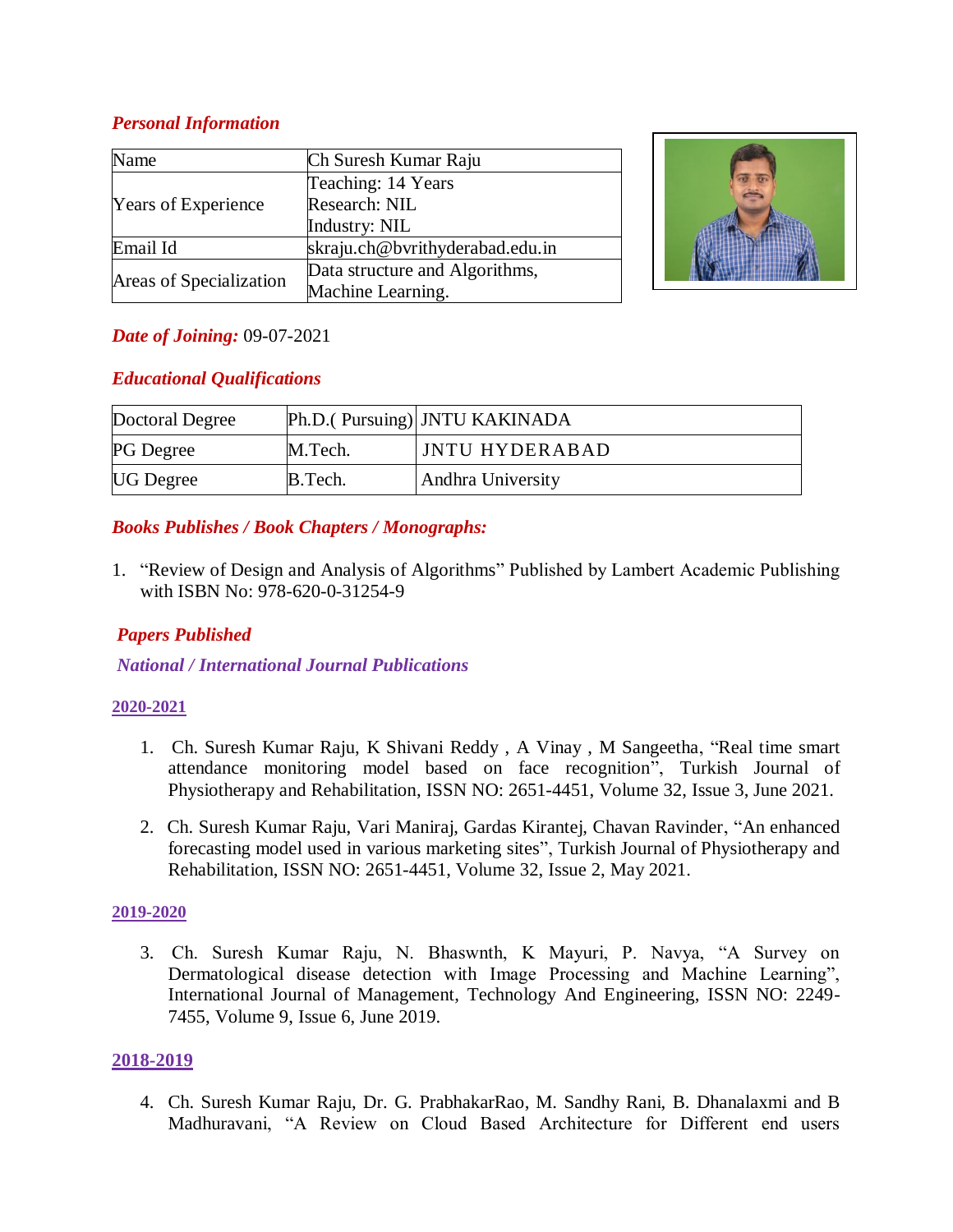## *Personal Information*

| Name | Ch Suresh Kumar Raju |
|---|---|
| Years of Experience | Teaching: 14 Years<br>Research: NIL<br>Industry: NIL |
| Email Id | skraju.ch@bvrithyderabad.edu.in |
| Areas of Specialization | Data structure and Algorithms, Machine Learning. |

***Date of Joining:*** 09-07-2021

## *Educational Qualifications*

| Doctoral Degree | Ph.D.( Pursuing) | JNTU KAKINADA |
|---|---|---|
| PG Degree | M.Tech. | JNTU HYDERABAD |
| UG Degree | B.Tech. | Andhra University |

## *Books Publishes / Book Chapters / Monographs:*

1. "Review of Design and Analysis of Algorithms" Published by Lambert Academic Publishing with ISBN No: 978-620-0-31254-9

## *Papers Published*

### *National / International Journal Publications*

**2020-2021**

1. Ch. Suresh Kumar Raju, K Shivani Reddy , A Vinay , M Sangeetha, "Real time smart attendance monitoring model based on face recognition", Turkish Journal of Physiotherapy and Rehabilitation, ISSN NO: 2651-4451, Volume 32, Issue 3, June 2021.

2. Ch. Suresh Kumar Raju, Vari Maniraj, Gardas Kirantej, Chavan Ravinder, "An enhanced forecasting model used in various marketing sites", Turkish Journal of Physiotherapy and Rehabilitation, ISSN NO: 2651-4451, Volume 32, Issue 2, May 2021.

**2019-2020**

3. Ch. Suresh Kumar Raju, N. Bhaswnth, K Mayuri, P. Navya, "A Survey on Dermatological disease detection with Image Processing and Machine Learning", International Journal of Management, Technology And Engineering, ISSN NO: 2249-7455, Volume 9, Issue 6, June 2019.

**2018-2019**

4. Ch. Suresh Kumar Raju, Dr. G. PrabhakarRao, M. Sandhy Rani, B. Dhanalaxmi and B Madhuravani, "A Review on Cloud Based Architecture for Different end users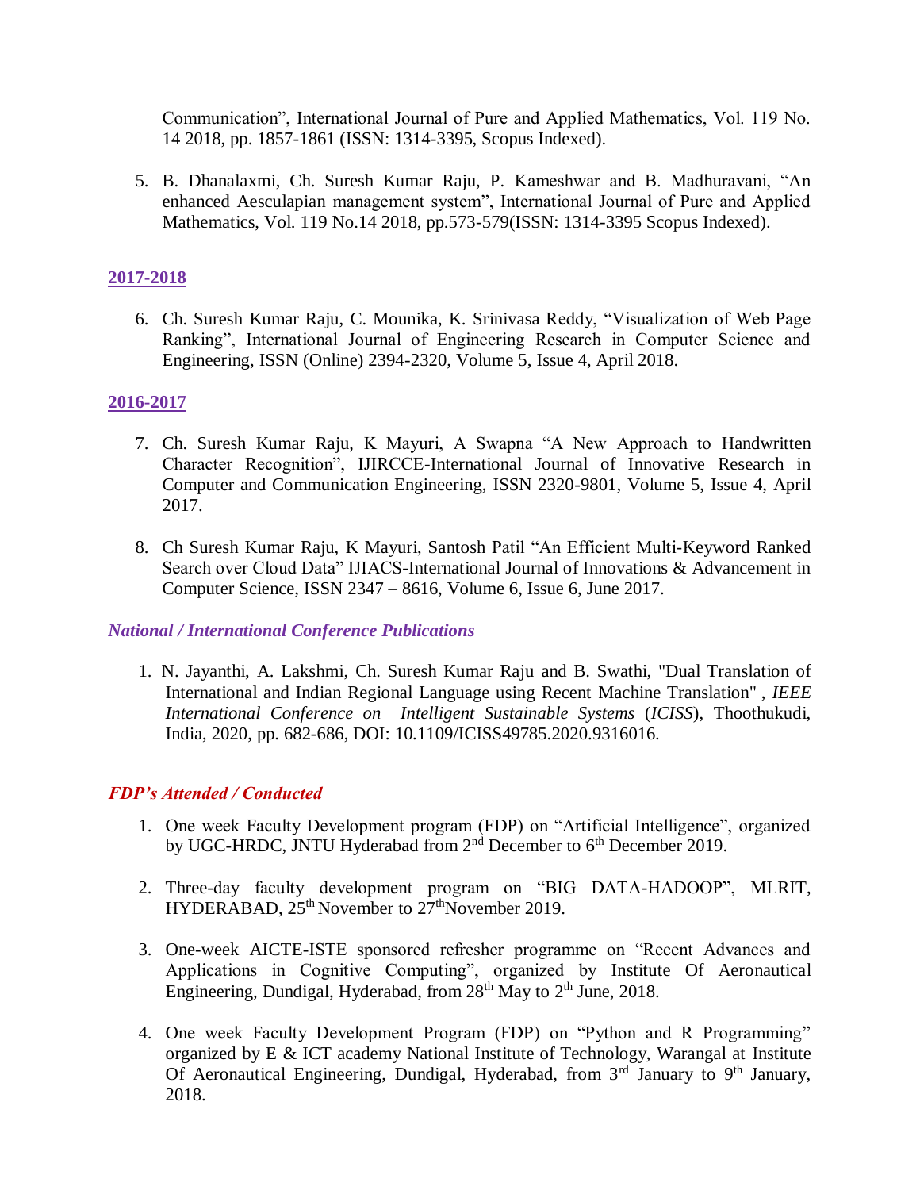Communication", International Journal of Pure and Applied Mathematics, Vol. 119 No. 14 2018, pp. 1857-1861 (ISSN: 1314-3395, Scopus Indexed).

5. B. Dhanalaxmi, Ch. Suresh Kumar Raju, P. Kameshwar and B. Madhuravani, "An enhanced Aesculapian management system", International Journal of Pure and Applied Mathematics, Vol. 119 No.14 2018, pp.573-579(ISSN: 1314-3395 Scopus Indexed).

**2017-2018**

6. Ch. Suresh Kumar Raju, C. Mounika, K. Srinivasa Reddy, "Visualization of Web Page Ranking", International Journal of Engineering Research in Computer Science and Engineering, ISSN (Online) 2394-2320, Volume 5, Issue 4, April 2018.

**2016-2017**

7. Ch. Suresh Kumar Raju, K Mayuri, A Swapna "A New Approach to Handwritten Character Recognition", IJIRCCE-International Journal of Innovative Research in Computer and Communication Engineering, ISSN 2320-9801, Volume 5, Issue 4, April 2017.

8. Ch Suresh Kumar Raju, K Mayuri, Santosh Patil "An Efficient Multi-Keyword Ranked Search over Cloud Data" IJIACS-International Journal of Innovations & Advancement in Computer Science, ISSN 2347 – 8616, Volume 6, Issue 6, June 2017.

### *National / International Conference Publications*

1. N. Jayanthi, A. Lakshmi, Ch. Suresh Kumar Raju and B. Swathi, "Dual Translation of International and Indian Regional Language using Recent Machine Translation" , *IEEE International Conference on Intelligent Sustainable Systems* (*ICISS*), Thoothukudi, India, 2020, pp. 682-686, DOI: 10.1109/ICISS49785.2020.9316016.

### *FDP's Attended / Conducted*

1. One week Faculty Development program (FDP) on "Artificial Intelligence", organized by UGC-HRDC, JNTU Hyderabad from 2nd December to 6th December 2019.

2. Three-day faculty development program on "BIG DATA-HADOOP", MLRIT, HYDERABAD, 25th November to 27th November 2019.

3. One-week AICTE-ISTE sponsored refresher programme on "Recent Advances and Applications in Cognitive Computing", organized by Institute Of Aeronautical Engineering, Dundigal, Hyderabad, from 28th May to 2th June, 2018.

4. One week Faculty Development Program (FDP) on "Python and R Programming" organized by E & ICT academy National Institute of Technology, Warangal at Institute Of Aeronautical Engineering, Dundigal, Hyderabad, from 3rd January to 9th January, 2018.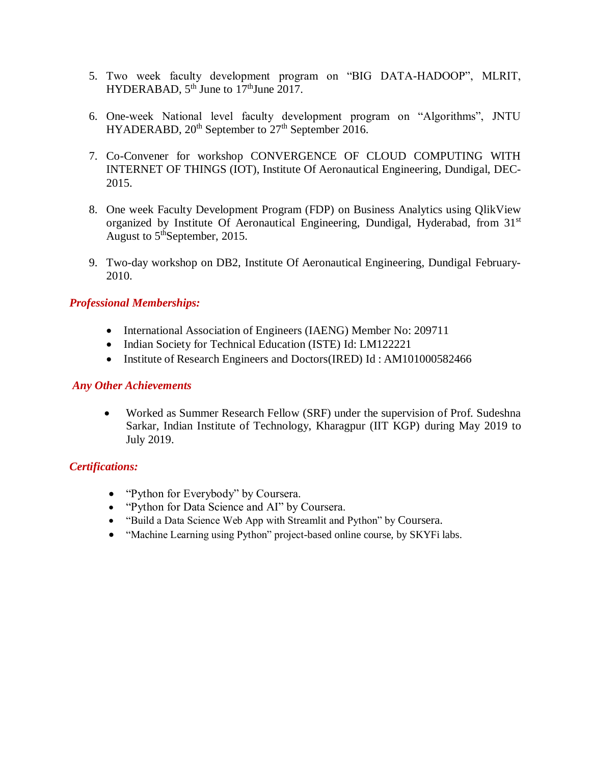5. Two week faculty development program on “BIG DATA-HADOOP”, MLRIT, HYDERABAD, 5th June to 17thJune 2017.

6. One-week National level faculty development program on “Algorithms”, JNTU HYADERABD, 20th September to 27th September 2016.

7. Co-Convener for workshop CONVERGENCE OF CLOUD COMPUTING WITH INTERNET OF THINGS (IOT), Institute Of Aeronautical Engineering, Dundigal, DEC-2015.

8. One week Faculty Development Program (FDP) on Business Analytics using QlikView organized by Institute Of Aeronautical Engineering, Dundigal, Hyderabad, from 31st August to 5thSeptember, 2015.

9. Two-day workshop on DB2, Institute Of Aeronautical Engineering, Dundigal February-2010.

### *Professional Memberships:*

- International Association of Engineers (IAENG) Member No: 209711
- Indian Society for Technical Education (ISTE) Id: LM122221
- Institute of Research Engineers and Doctors(IRED) Id : AM101000582466

### *Any Other Achievements*

- Worked as Summer Research Fellow (SRF) under the supervision of Prof. Sudeshna Sarkar, Indian Institute of Technology, Kharagpur (IIT KGP) during May 2019 to July 2019.

### *Certifications:*

- “Python for Everybody” by Coursera.
- “Python for Data Science and AI” by Coursera.
- “Build a Data Science Web App with Streamlit and Python” by Coursera.
- “Machine Learning using Python” project-based online course, by SKYFi labs.